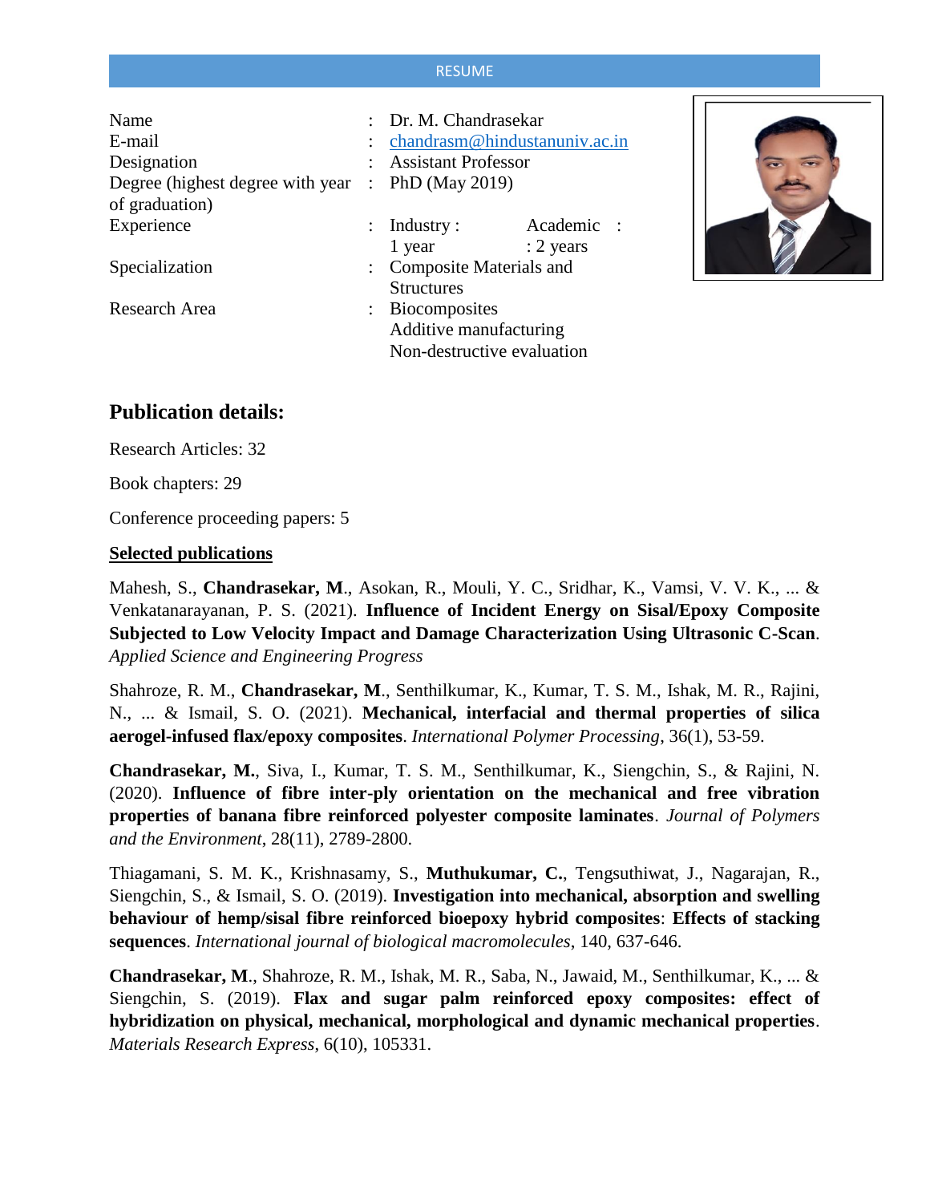RESUME

| | | |
|---|---|---|
| Name | : | Dr. M. Chandrasekar |
| E-mail | : | chandrasm@hindustanuniv.ac.in |
| Designation | : | Assistant Professor |
| Degree (highest degree with year of graduation) | : | PhD (May 2019) |
| Experience | : | Industry : 1 year &nbsp;&nbsp; Academic : 2 years |
| Specialization | : | Composite Materials and Structures |
| Research Area | : | Biocomposites<br>Additive manufacturing<br>Non-destructive evaluation |

## Publication details:

Research Articles: 32

Book chapters: 29

Conference proceeding papers: 5

**Selected publications**

Mahesh, S., **Chandrasekar, M**., Asokan, R., Mouli, Y. C., Sridhar, K., Vamsi, V. V. K., ... & Venkatanarayanan, P. S. (2021). **Influence of Incident Energy on Sisal/Epoxy Composite Subjected to Low Velocity Impact and Damage Characterization Using Ultrasonic C-Scan**. *Applied Science and Engineering Progress*

Shahroze, R. M., **Chandrasekar, M**., Senthilkumar, K., Kumar, T. S. M., Ishak, M. R., Rajini, N., ... & Ismail, S. O. (2021). **Mechanical, interfacial and thermal properties of silica aerogel-infused flax/epoxy composites**. *International Polymer Processing*, 36(1), 53-59.

**Chandrasekar, M.**, Siva, I., Kumar, T. S. M., Senthilkumar, K., Siengchin, S., & Rajini, N. (2020). **Influence of fibre inter-ply orientation on the mechanical and free vibration properties of banana fibre reinforced polyester composite laminates**. *Journal of Polymers and the Environment*, 28(11), 2789-2800.

Thiagamani, S. M. K., Krishnasamy, S., **Muthukumar, C.**, Tengsuthiwat, J., Nagarajan, R., Siengchin, S., & Ismail, S. O. (2019). **Investigation into mechanical, absorption and swelling behaviour of hemp/sisal fibre reinforced bioepoxy hybrid composites**: **Effects of stacking sequences**. *International journal of biological macromolecules*, 140, 637-646.

**Chandrasekar, M**., Shahroze, R. M., Ishak, M. R., Saba, N., Jawaid, M., Senthilkumar, K., ... & Siengchin, S. (2019). **Flax and sugar palm reinforced epoxy composites: effect of hybridization on physical, mechanical, morphological and dynamic mechanical properties**. *Materials Research Express*, 6(10), 105331.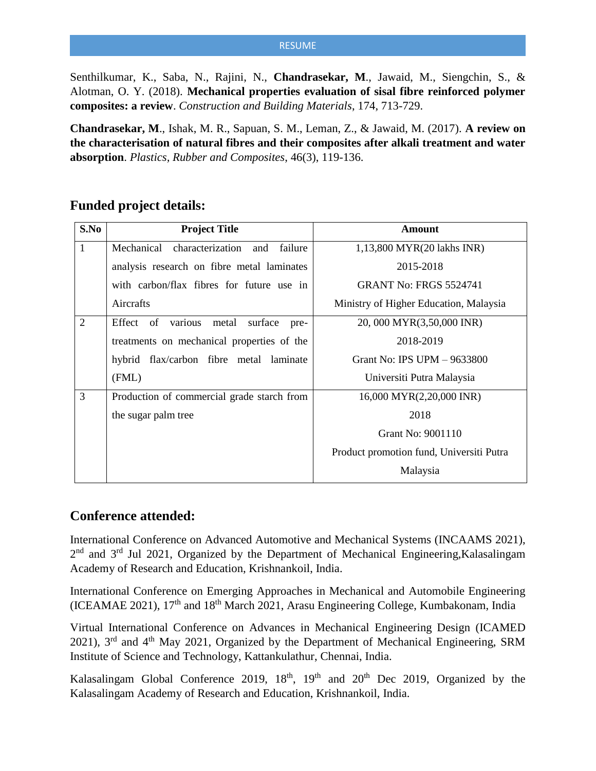Senthilkumar, K., Saba, N., Rajini, N., **Chandrasekar, M**., Jawaid, M., Siengchin, S., & Alotman, O. Y. (2018). **Mechanical properties evaluation of sisal fibre reinforced polymer composites: a review**. *Construction and Building Materials*, 174, 713-729.

**Chandrasekar, M**., Ishak, M. R., Sapuan, S. M., Leman, Z., & Jawaid, M. (2017). **A review on the characterisation of natural fibres and their composites after alkali treatment and water absorption**. *Plastics, Rubber and Composites*, 46(3), 119-136.

## Funded project details:

| S.No | Project Title | Amount |
|---|---|---|
| 1 | Mechanical characterization and failure analysis research on fibre metal laminates with carbon/flax fibres for future use in Aircrafts | 1,13,800 MYR(20 lakhs INR)<br>2015-2018<br>GRANT No: FRGS 5524741<br>Ministry of Higher Education, Malaysia |
| 2 | Effect of various metal surface pre-treatments on mechanical properties of the hybrid flax/carbon fibre metal laminate (FML) | 20, 000 MYR(3,50,000 INR)<br>2018-2019<br>Grant No: IPS UPM – 9633800<br>Universiti Putra Malaysia |
| 3 | Production of commercial grade starch from the sugar palm tree | 16,000 MYR(2,20,000 INR)<br>2018<br>Grant No: 9001110<br>Product promotion fund, Universiti Putra Malaysia |

## Conference attended:

International Conference on Advanced Automotive and Mechanical Systems (INCAAMS 2021), 2nd and 3rd Jul 2021, Organized by the Department of Mechanical Engineering,Kalasalingam Academy of Research and Education, Krishnankoil, India.

International Conference on Emerging Approaches in Mechanical and Automobile Engineering (ICEAMAE 2021), 17th and 18th March 2021, Arasu Engineering College, Kumbakonam, India

Virtual International Conference on Advances in Mechanical Engineering Design (ICAMED 2021), 3rd and 4th May 2021, Organized by the Department of Mechanical Engineering, SRM Institute of Science and Technology, Kattankulathur, Chennai, India.

Kalasalingam Global Conference 2019, 18th, 19th and 20th Dec 2019, Organized by the Kalasalingam Academy of Research and Education, Krishnankoil, India.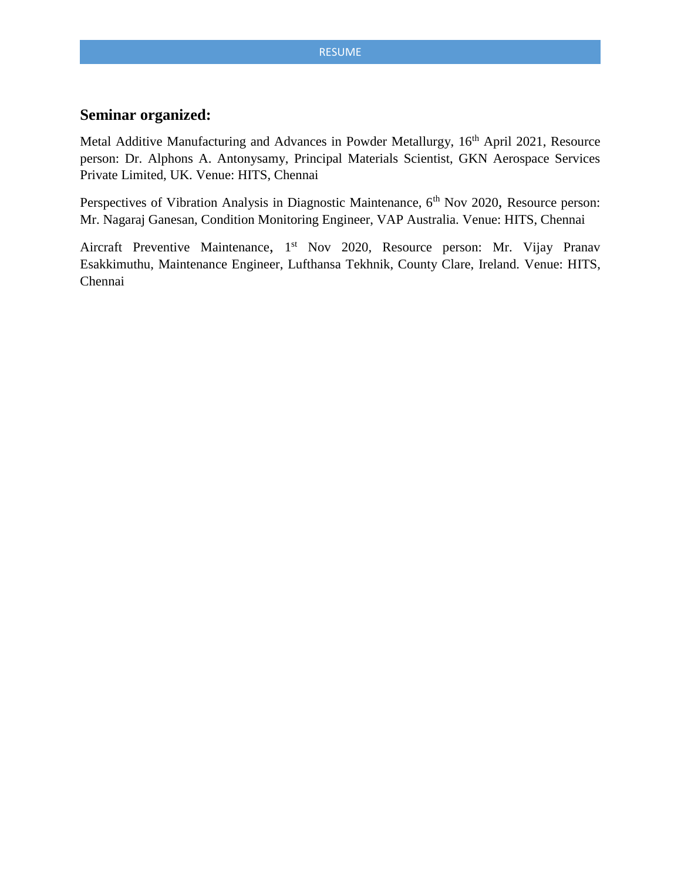## Seminar organized:

Metal Additive Manufacturing and Advances in Powder Metallurgy, 16th April 2021, Resource person: Dr. Alphons A. Antonysamy, Principal Materials Scientist, GKN Aerospace Services Private Limited, UK. Venue: HITS, Chennai

Perspectives of Vibration Analysis in Diagnostic Maintenance, 6th Nov 2020, Resource person: Mr. Nagaraj Ganesan, Condition Monitoring Engineer, VAP Australia. Venue: HITS, Chennai

Aircraft Preventive Maintenance, 1st Nov 2020, Resource person: Mr. Vijay Pranav Esakkimuthu, Maintenance Engineer, Lufthansa Tekhnik, County Clare, Ireland. Venue: HITS, Chennai